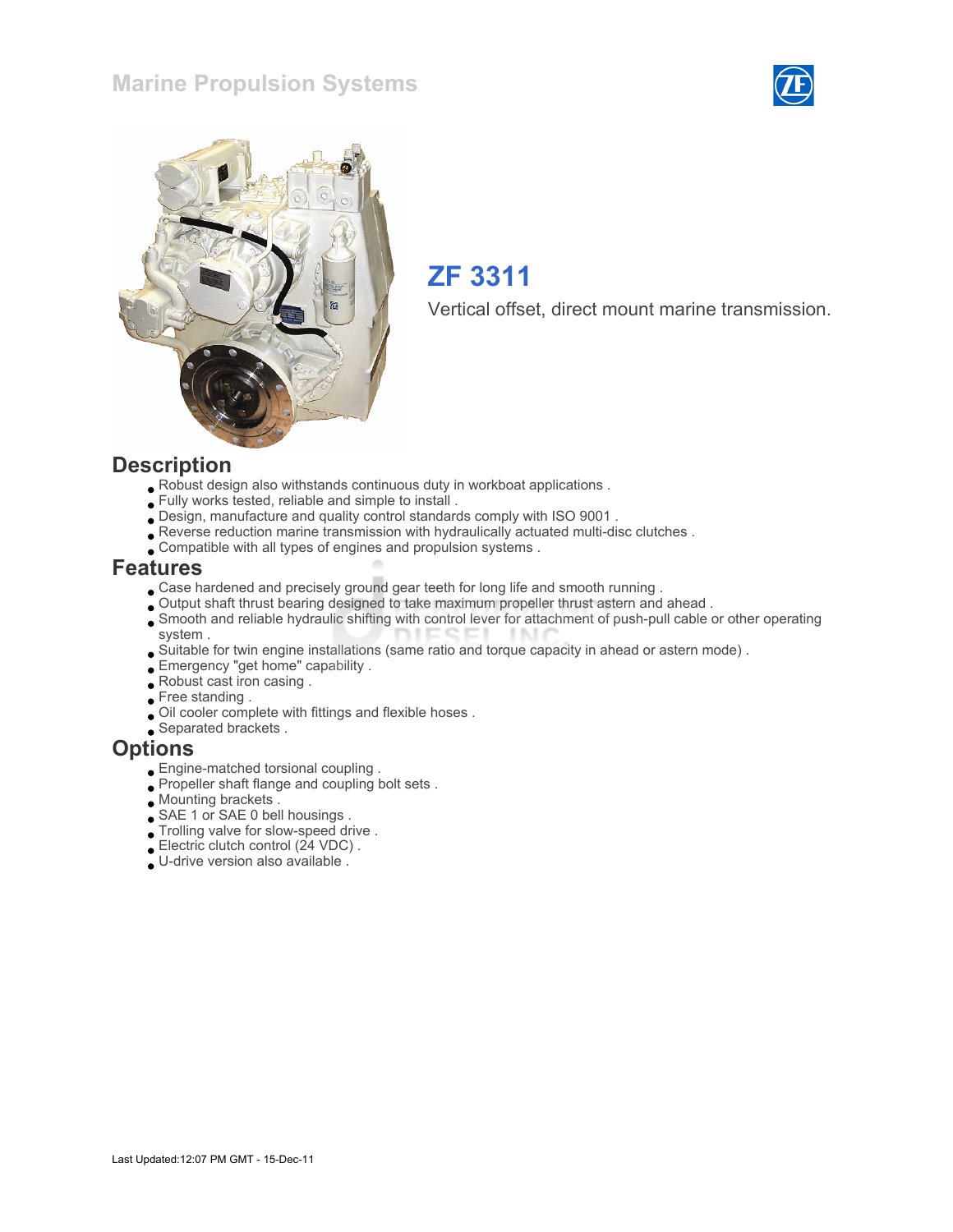# Marine Propulsion Systems

## ZF 3311

Vertical offset, direct mount marine transmission.

## Description

- Robust design also withstands continuous duty in workboat applications .
- Fully works tested, reliable and simple to install .
- Design, manufacture and quality control standards comply with ISO 9001 .
- Reverse reduction marine transmission with hydraulically actuated multi-disc clutches .
- Compatible with all types of engines and propulsion systems .

## Features

- Case hardened and precisely ground gear teeth for long life and smooth running .
- Output shaft thrust bearing designed to take maximum propeller thrust astern and ahead .
- Smooth and reliable hydraulic shifting with control lever for attachment of push-pull cable or other operating system .
- Suitable for twin engine installations (same ratio and torque capacity in ahead or astern mode) .
- Emergency "get home" capability .
- Robust cast iron casing .
- Free standing .
- Oil cooler complete with fittings and flexible hoses .
- Separated brackets .

## Options

- Engine-matched torsional coupling .
- Propeller shaft flange and coupling bolt sets .
- Mounting brackets .
- SAE 1 or SAE 0 bell housings .
- Trolling valve for slow-speed drive .
- Electric clutch control (24 VDC) .
- U-drive version also available .

Last Updated:12:07 PM GMT - 15-Dec-11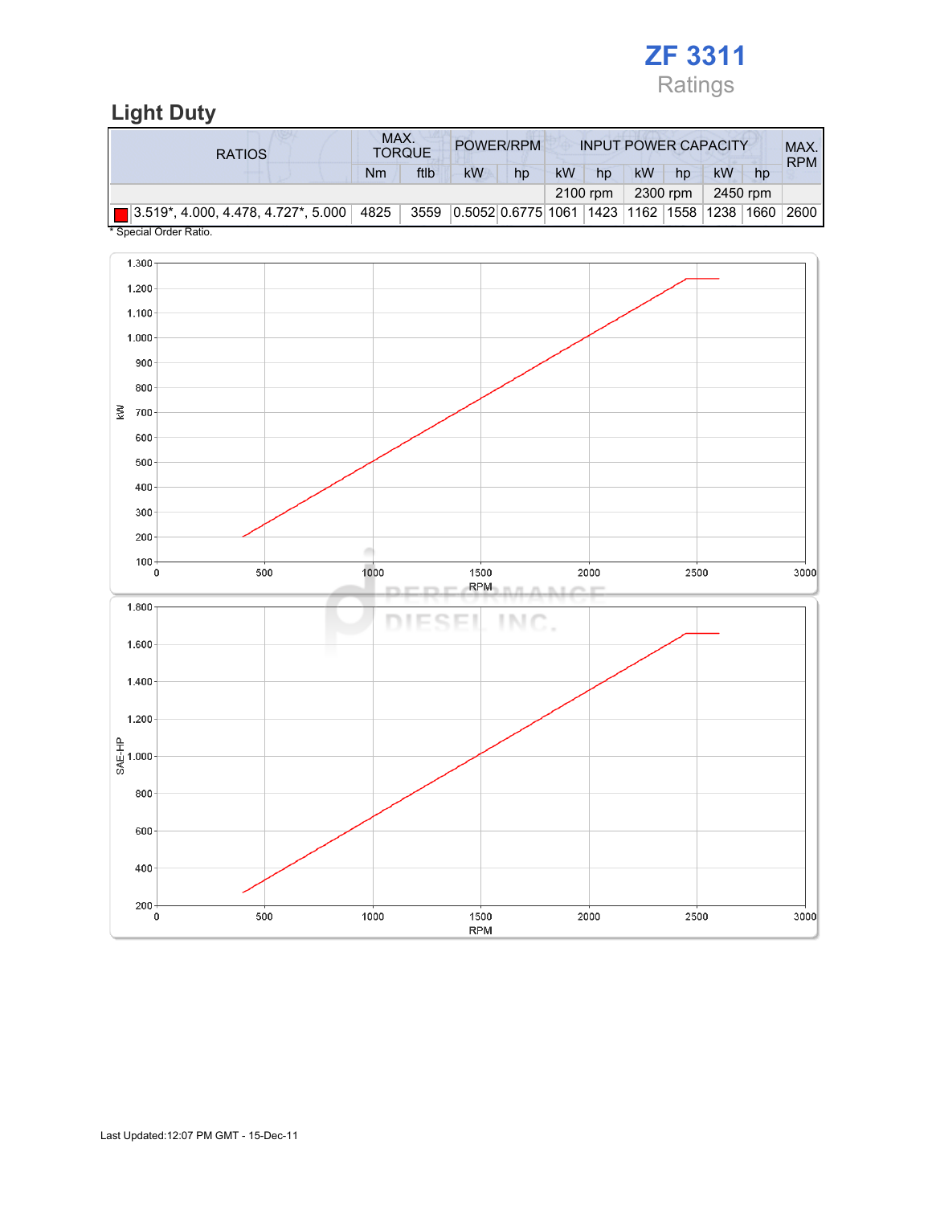# ZF 3311

Ratings

## Light Duty

| RATIOS | MAX. TORQUE | | POWER/RPM | | INPUT POWER CAPACITY | | | | | | MAX. RPM |
|---|---|---|---|---|---|---|---|---|---|---|---|
| | Nm | ftlb | kW | hp | kW | hp | kW | hp | kW | hp | |
| | | | | | 2100 rpm | | 2300 rpm | | 2450 rpm | | |
| 3.519*, 4.000, 4.478, 4.727*, 5.000 | 4825 | 3559 | 0.5052 | 0.6775 | 1061 | 1423 | 1162 | 1558 | 1238 | 1660 | 2600 |

* Special Order Ratio.

Last Updated:12:07 PM GMT - 15-Dec-11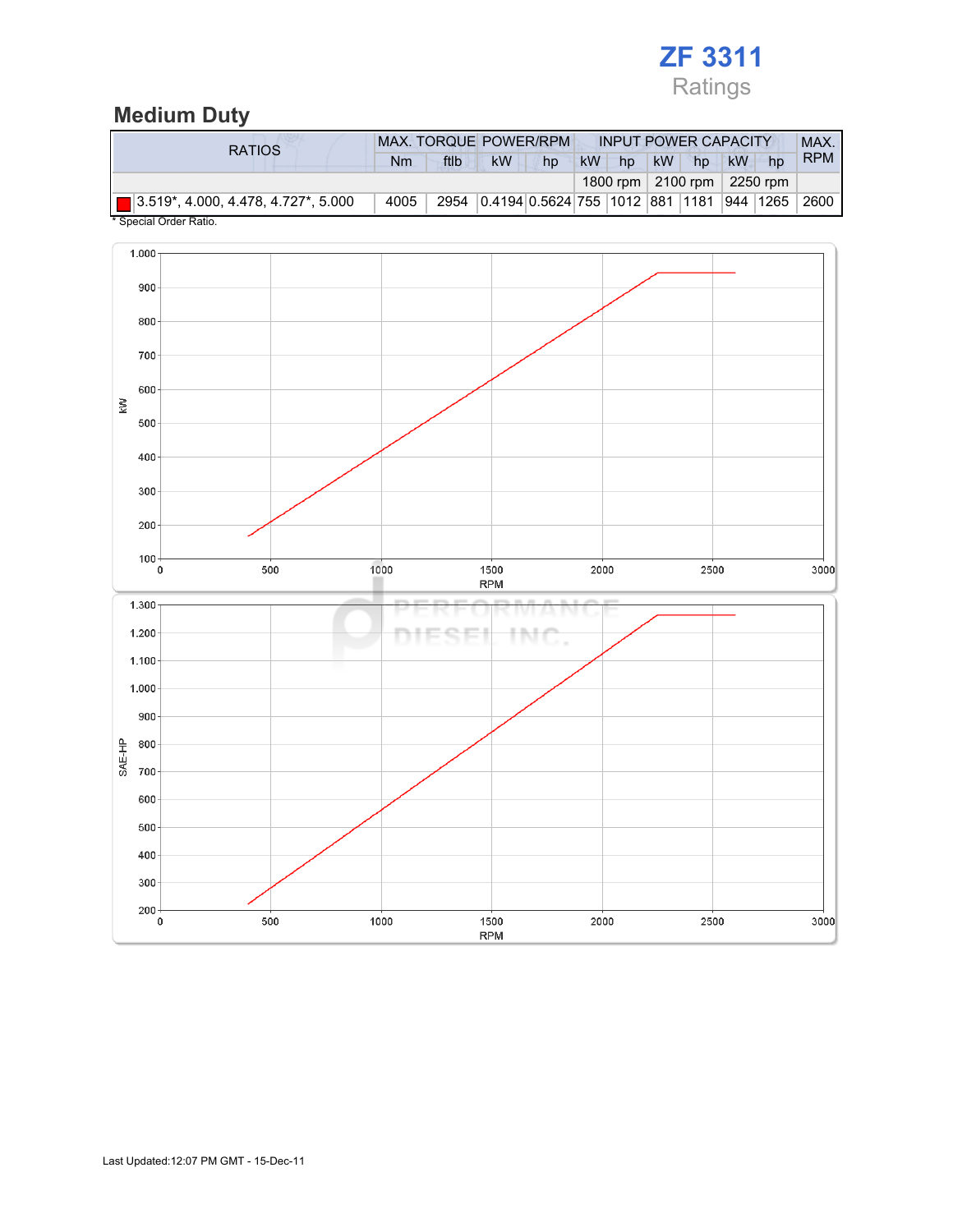**ZF 3311**

Ratings

## Medium Duty

| RATIOS | MAX. TORQUE | | POWER/RPM | | INPUT POWER CAPACITY | | | | | | MAX. RPM |
|---|---|---|---|---|---|---|---|---|---|---|---|
| | Nm | ftlb | kW | hp | kW | hp | kW | hp | kW | hp | |
| | | | | | 1800 rpm | | 2100 rpm | | 2250 rpm | | |
| 3.519*, 4.000, 4.478, 4.727*, 5.000 | 4005 | 2954 | 0.4194 | 0.5624 | 755 | 1012 | 881 | 1181 | 944 | 1265 | 2600 |

* Special Order Ratio.

Last Updated:12:07 PM GMT - 15-Dec-11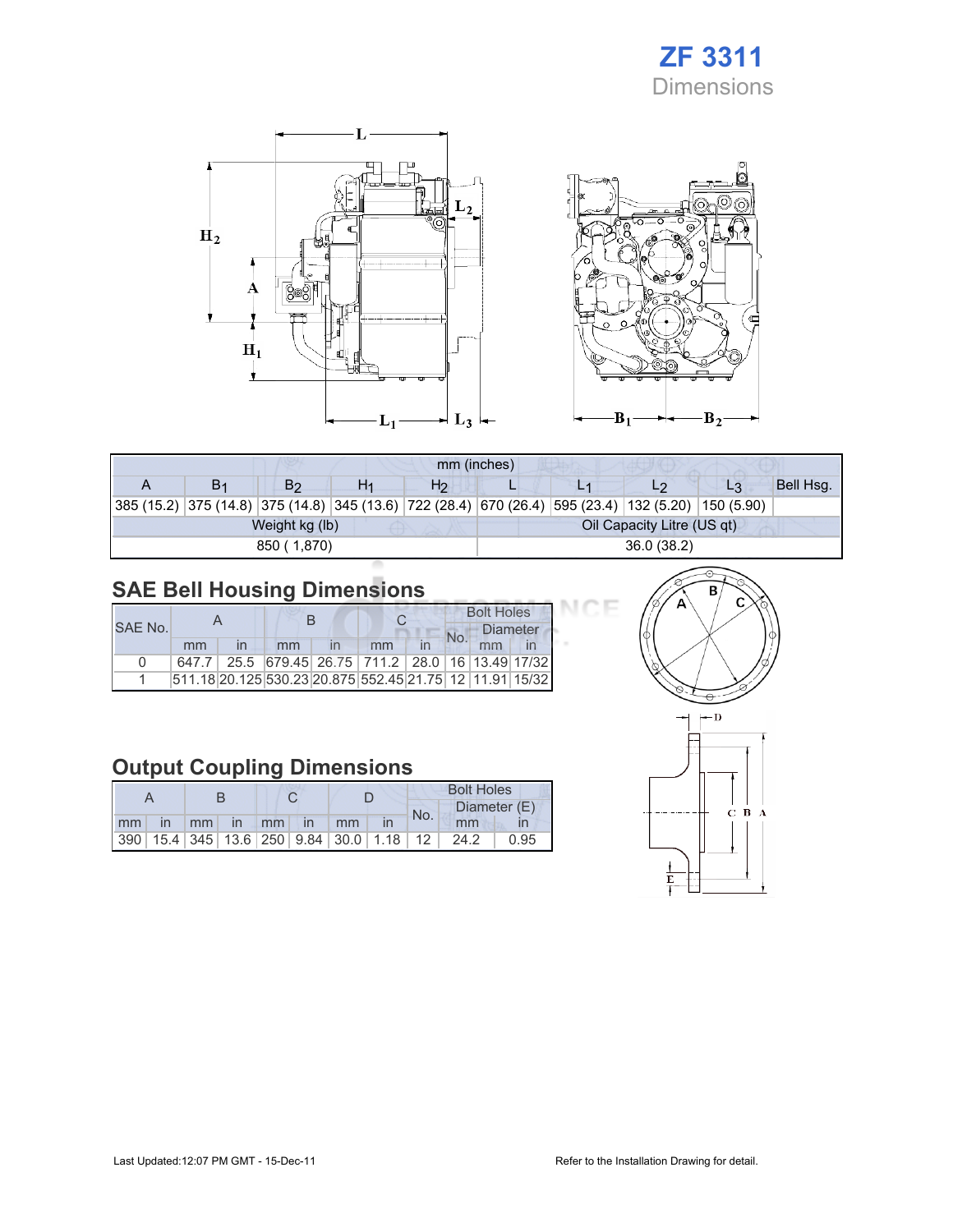# ZF 3311

## Dimensions

| mm (inches) | | | | | | | | | |
|---|---|---|---|---|---|---|---|---|---|
| A | $B_1$ | $B_2$ | $H_1$ | $H_2$ | L | $L_1$ | $L_2$ | $L_3$ | Bell Hsg. |
| 385 (15.2) | 375 (14.8) | 375 (14.8) | 345 (13.6) | 722 (28.4) | 670 (26.4) | 595 (23.4) | 132 (5.20) | 150 (5.90) | |
| Weight kg (lb) | | | | | Oil Capacity Litre (US qt) | | | | |
| 850 ( 1,870) | | | | | 36.0 (38.2) | | | | |

## SAE Bell Housing Dimensions

| SAE No. | A | | B | | C | | Bolt Holes | | |
|---|---|---|---|---|---|---|---|---|---|
| | | | | | | | No. | Diameter | |
| | mm | in | mm | in | mm | in | | mm | in |
| 0 | 647.7 | 25.5 | 679.45 | 26.75 | 711.2 | 28.0 | 16 | 13.49 | 17/32 |
| 1 | 511.18 | 20.125 | 530.23 | 20.875 | 552.45 | 21.75 | 12 | 11.91 | 15/32 |

## Output Coupling Dimensions

| A | | B | | C | | D | | Bolt Holes | | |
|---|---|---|---|---|---|---|---|---|---|---|
| | | | | | | | | No. | Diameter (E) | |
| mm | in | mm | in | mm | in | mm | in | | mm | in |
| 390 | 15.4 | 345 | 13.6 | 250 | 9.84 | 30.0 | 1.18 | 12 | 24.2 | 0.95 |

Last Updated:12:07 PM GMT - 15-Dec-11

Refer to the Installation Drawing for detail.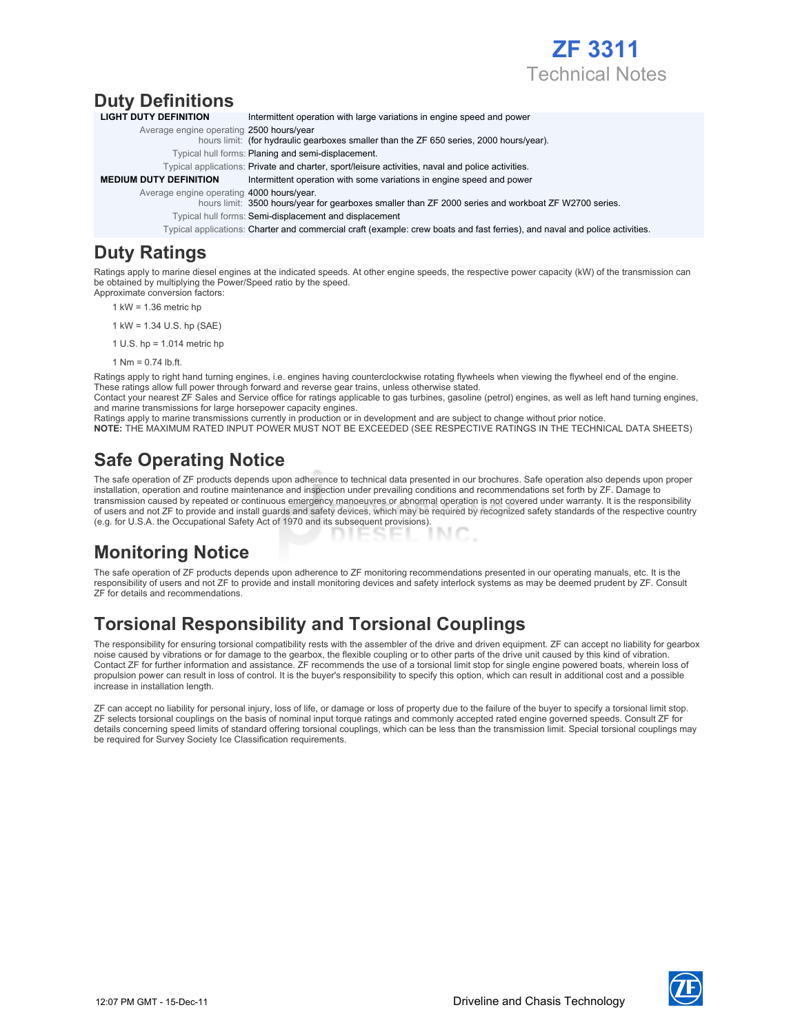# ZF 3311

Technical Notes

## Duty Definitions

| | |
|---|---|
| **LIGHT DUTY DEFINITION** | Intermittent operation with large variations in engine speed and power |
| Average engine operating hours limit: | 2500 hours/year (for hydraulic gearboxes smaller than the ZF 650 series, 2000 hours/year). |
| Typical hull forms: | Planing and semi-displacement. |
| Typical applications: | Private and charter, sport/leisure activities, naval and police activities. |
| **MEDIUM DUTY DEFINITION** | Intermittent operation with some variations in engine speed and power |
| Average engine operating hours limit: | 4000 hours/year. 3500 hours/year for gearboxes smaller than ZF 2000 series and workboat ZF W2700 series. |
| Typical hull forms: | Semi-displacement and displacement |
| Typical applications: | Charter and commercial craft (example: crew boats and fast ferries), and naval and police activities. |

## Duty Ratings

Ratings apply to marine diesel engines at the indicated speeds. At other engine speeds, the respective power capacity (kW) of the transmission can be obtained by multiplying the Power/Speed ratio by the speed.
Approximate conversion factors:

1 kW = 1.36 metric hp

1 kW = 1.34 U.S. hp (SAE)

1 U.S. hp = 1.014 metric hp

1 Nm = 0.74 lb.ft.

Ratings apply to right hand turning engines, i.e. engines having counterclockwise rotating flywheels when viewing the flywheel end of the engine. These ratings allow full power through forward and reverse gear trains, unless otherwise stated.
Contact your nearest ZF Sales and Service office for ratings applicable to gas turbines, gasoline (petrol) engines, as well as left hand turning engines, and marine transmissions for large horsepower capacity engines.
Ratings apply to marine transmissions currently in production or in development and are subject to change without prior notice.
**NOTE:** THE MAXIMUM RATED INPUT POWER MUST NOT BE EXCEEDED (SEE RESPECTIVE RATINGS IN THE TECHNICAL DATA SHEETS)

## Safe Operating Notice

The safe operation of ZF products depends upon adherence to technical data presented in our brochures. Safe operation also depends upon proper installation, operation and routine maintenance and inspection under prevailing conditions and recommendations set forth by ZF. Damage to transmission caused by repeated or continuous emergency manoeuvres or abnormal operation is not covered under warranty. It is the responsibility of users and not ZF to provide and install guards and safety devices, which may be required by recognized safety standards of the respective country (e.g. for U.S.A. the Occupational Safety Act of 1970 and its subsequent provisions).

## Monitoring Notice

The safe operation of ZF products depends upon adherence to ZF monitoring recommendations presented in our operating manuals, etc. It is the responsibility of users and not ZF to provide and install monitoring devices and safety interlock systems as may be deemed prudent by ZF. Consult ZF for details and recommendations.

## Torsional Responsibility and Torsional Couplings

The responsibility for ensuring torsional compatibility rests with the assembler of the drive and driven equipment. ZF can accept no liability for gearbox noise caused by vibrations or for damage to the gearbox, the flexible coupling or to other parts of the drive unit caused by this kind of vibration. Contact ZF for further information and assistance. ZF recommends the use of a torsional limit stop for single engine powered boats, wherein loss of propulsion power can result in loss of control. It is the buyer's responsibility to specify this option, which can result in additional cost and a possible increase in installation length.

ZF can accept no liability for personal injury, loss of life, or damage or loss of property due to the failure of the buyer to specify a torsional limit stop. ZF selects torsional couplings on the basis of nominal input torque ratings and commonly accepted rated engine governed speeds. Consult ZF for details concerning speed limits of standard offering torsional couplings, which can be less than the transmission limit. Special torsional couplings may be required for Survey Society Ice Classification requirements.

12:07 PM GMT - 15-Dec-11

Driveline and Chasis Technology